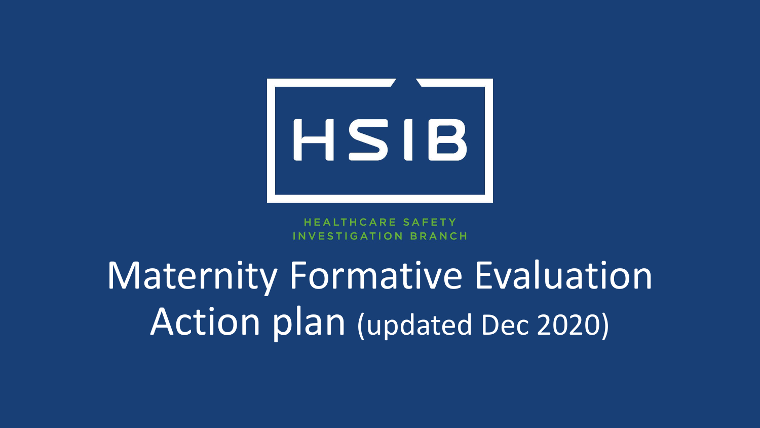HSIB

HEALTHCARE SAFETY INVESTIGATION BRANCH

# Maternity Formative Evaluation Action plan (updated Dec 2020)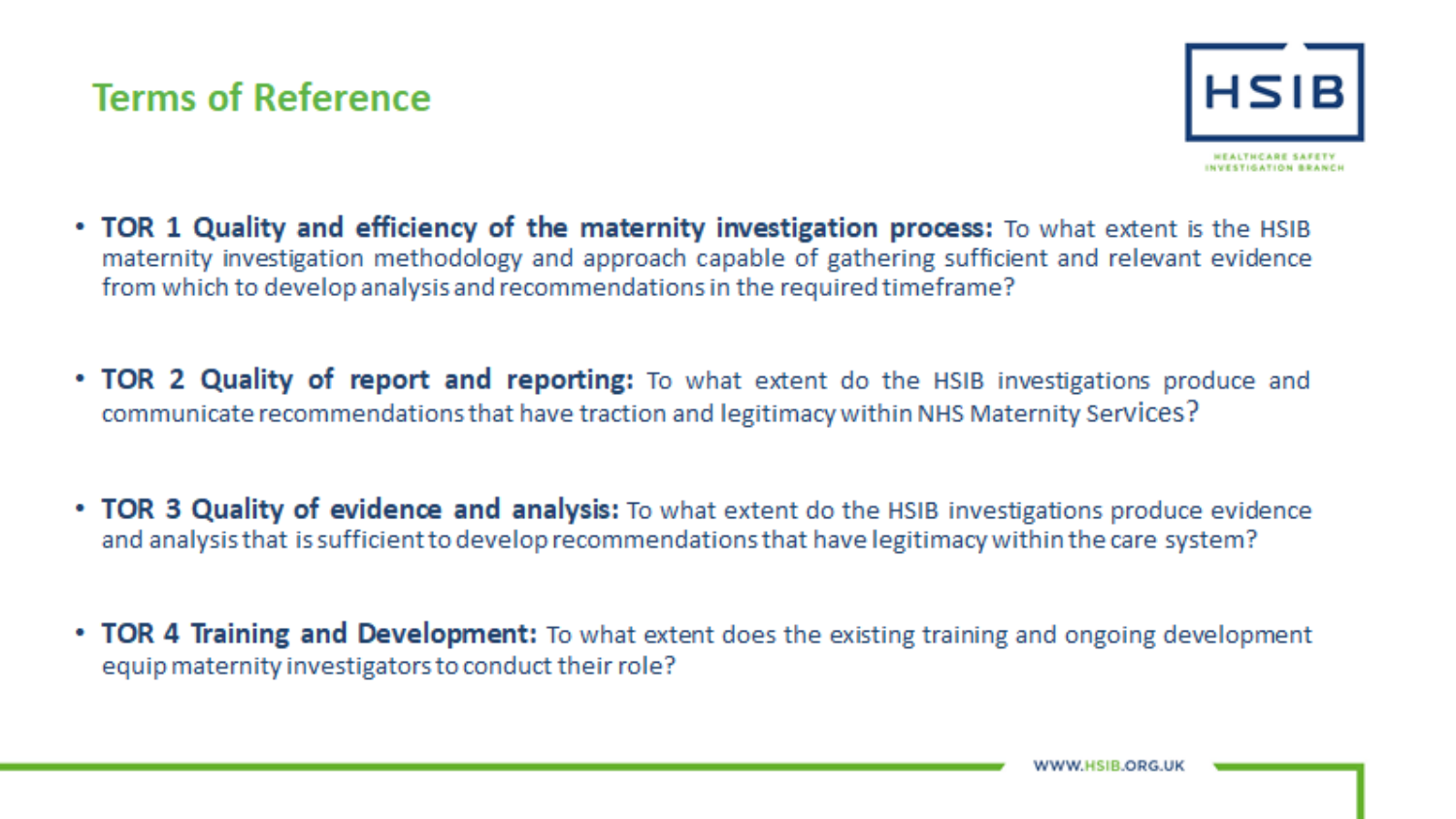## Terms of Reference

- **TOR 1 Quality and efficiency of the maternity investigation process:** To what extent is the HSIB maternity investigation methodology and approach capable of gathering sufficient and relevant evidence from which to develop analysis and recommendations in the required timeframe?

- **TOR 2 Quality of report and reporting:** To what extent do the HSIB investigations produce and communicate recommendations that have traction and legitimacy within NHS Maternity Services?

- **TOR 3 Quality of evidence and analysis:** To what extent do the HSIB investigations produce evidence and analysis that is sufficient to develop recommendations that have legitimacy within the care system?

- **TOR 4 Training and Development:** To what extent does the existing training and ongoing development equip maternity investigators to conduct their role?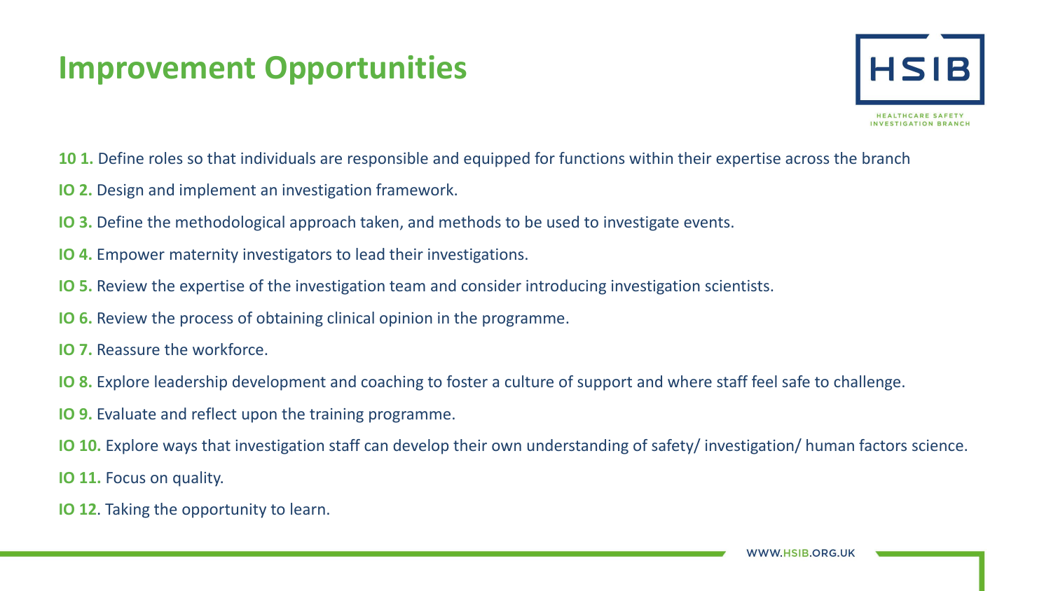# Improvement Opportunities

**10 1.** Define roles so that individuals are responsible and equipped for functions within their expertise across the branch

**IO 2.** Design and implement an investigation framework.

**IO 3.** Define the methodological approach taken, and methods to be used to investigate events.

**IO 4.** Empower maternity investigators to lead their investigations.

**IO 5.** Review the expertise of the investigation team and consider introducing investigation scientists.

**IO 6.** Review the process of obtaining clinical opinion in the programme.

**IO 7.** Reassure the workforce.

**IO 8.** Explore leadership development and coaching to foster a culture of support and where staff feel safe to challenge.

**IO 9.** Evaluate and reflect upon the training programme.

**IO 10.** Explore ways that investigation staff can develop their own understanding of safety/ investigation/ human factors science.

**IO 11.** Focus on quality.

**IO 12**. Taking the opportunity to learn.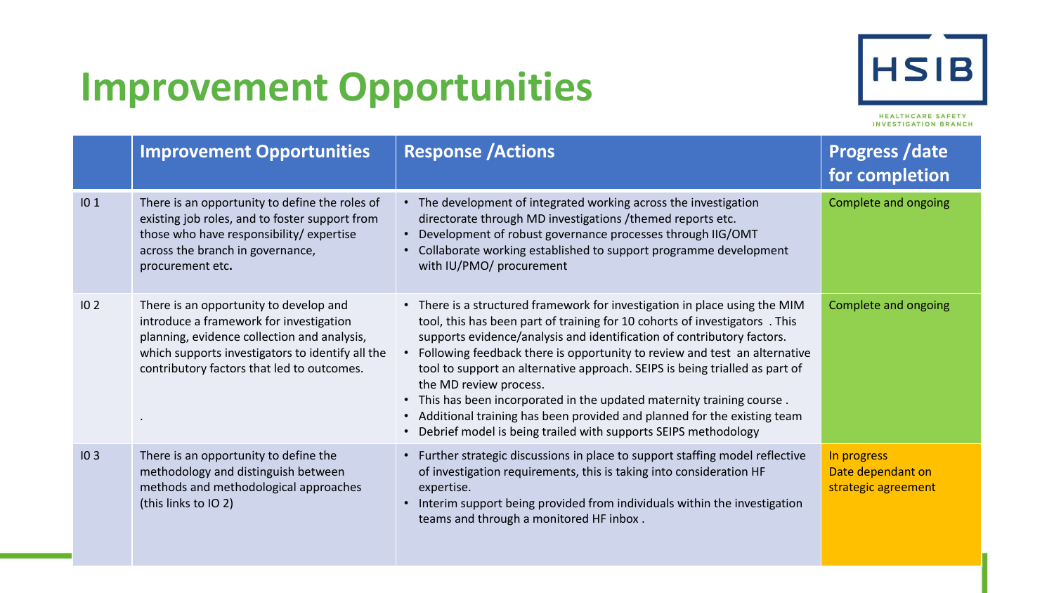# Improvement Opportunities

| | Improvement Opportunities | Response /Actions | Progress /date for completion |
|---|---|---|---|
| IO 1 | There is an opportunity to define the roles of existing job roles, and to foster support from those who have responsibility/ expertise across the branch in governance, procurement etc. | • The development of integrated working across the investigation directorate through MD investigations /themed reports etc.<br>• Development of robust governance processes through IIG/OMT<br>• Collaborate working established to support programme development with IU/PMO/ procurement | Complete and ongoing |
| IO 2 | There is an opportunity to develop and introduce a framework for investigation planning, evidence collection and analysis, which supports investigators to identify all the contributory factors that led to outcomes.<br><br>. | • There is a structured framework for investigation in place using the MIM tool, this has been part of training for 10 cohorts of investigators . This supports evidence/analysis and identification of contributory factors.<br>• Following feedback there is opportunity to review and test an alternative tool to support an alternative approach. SEIPS is being trialled as part of the MD review process.<br>• This has been incorporated in the updated maternity training course .<br>• Additional training has been provided and planned for the existing team<br>• Debrief model is being trailed with supports SEIPS methodology | Complete and ongoing |
| IO 3 | There is an opportunity to define the methodology and distinguish between methods and methodological approaches (this links to IO 2) | • Further strategic discussions in place to support staffing model reflective of investigation requirements, this is taking into consideration HF expertise.<br>• Interim support being provided from individuals within the investigation teams and through a monitored HF inbox . | In progress<br>Date dependant on strategic agreement |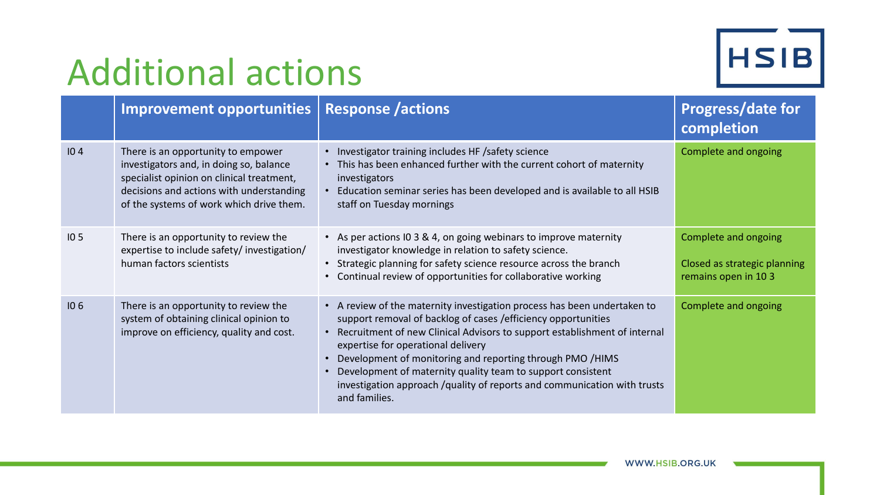# Additional actions

| | Improvement opportunities | Response /actions | Progress/date for completion |
|---|---|---|---|
| I0 4 | There is an opportunity to empower investigators and, in doing so, balance specialist opinion on clinical treatment, decisions and actions with understanding of the systems of work which drive them. | • Investigator training includes HF /safety science<br>• This has been enhanced further with the current cohort of maternity investigators<br>• Education seminar series has been developed and is available to all HSIB staff on Tuesday mornings | Complete and ongoing |
| I0 5 | There is an opportunity to review the expertise to include safety/ investigation/ human factors scientists | • As per actions I0 3 & 4, on going webinars to improve maternity investigator knowledge in relation to safety science.<br>• Strategic planning for safety science resource across the branch<br>• Continual review of opportunities for collaborative working | Complete and ongoing<br><br>Closed as strategic planning remains open in 10 3 |
| I0 6 | There is an opportunity to review the system of obtaining clinical opinion to improve on efficiency, quality and cost. | • A review of the maternity investigation process has been undertaken to support removal of backlog of cases /efficiency opportunities<br>• Recruitment of new Clinical Advisors to support establishment of internal expertise for operational delivery<br>• Development of monitoring and reporting through PMO /HIMS<br>• Development of maternity quality team to support consistent investigation approach /quality of reports and communication with trusts and families. | Complete and ongoing |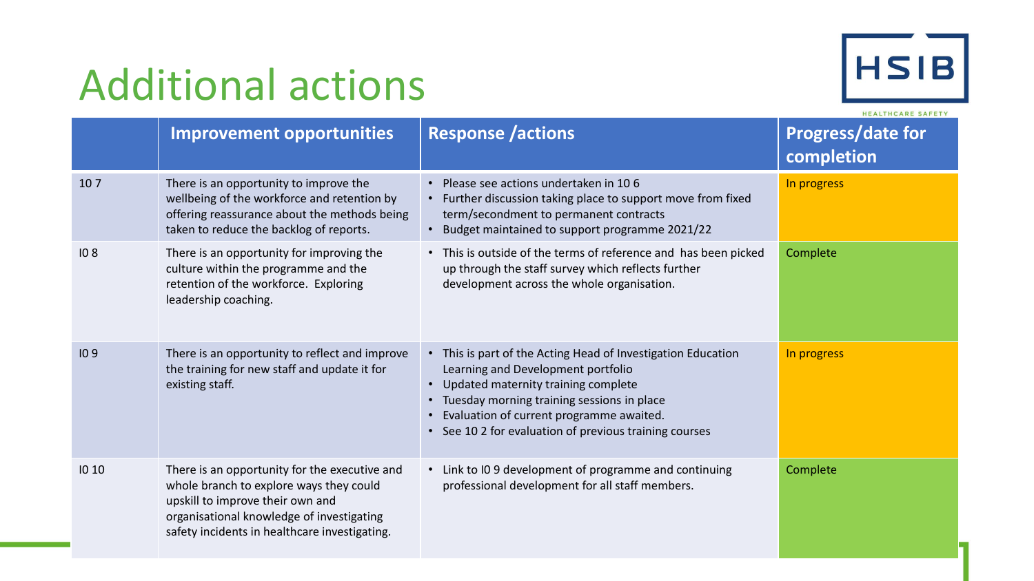# Additional actions

| | Improvement opportunities | Response /actions | Progress/date for completion |
|---|---|---|---|
| 10 7 | There is an opportunity to improve the wellbeing of the workforce and retention by offering reassurance about the methods being taken to reduce the backlog of reports. | • Please see actions undertaken in 10 6<br>• Further discussion taking place to support move from fixed term/secondment to permanent contracts<br>• Budget maintained to support programme 2021/22 | In progress |
| I0 8 | There is an opportunity for improving the culture within the programme and the retention of the workforce. Exploring leadership coaching. | • This is outside of the terms of reference and has been picked up through the staff survey which reflects further development across the whole organisation. | Complete |
| I0 9 | There is an opportunity to reflect and improve the training for new staff and update it for existing staff. | • This is part of the Acting Head of Investigation Education Learning and Development portfolio<br>• Updated maternity training complete<br>• Tuesday morning training sessions in place<br>• Evaluation of current programme awaited.<br>• See 10 2 for evaluation of previous training courses | In progress |
| I0 10 | There is an opportunity for the executive and whole branch to explore ways they could upskill to improve their own and organisational knowledge of investigating safety incidents in healthcare investigating. | • Link to I0 9 development of programme and continuing professional development for all staff members. | Complete |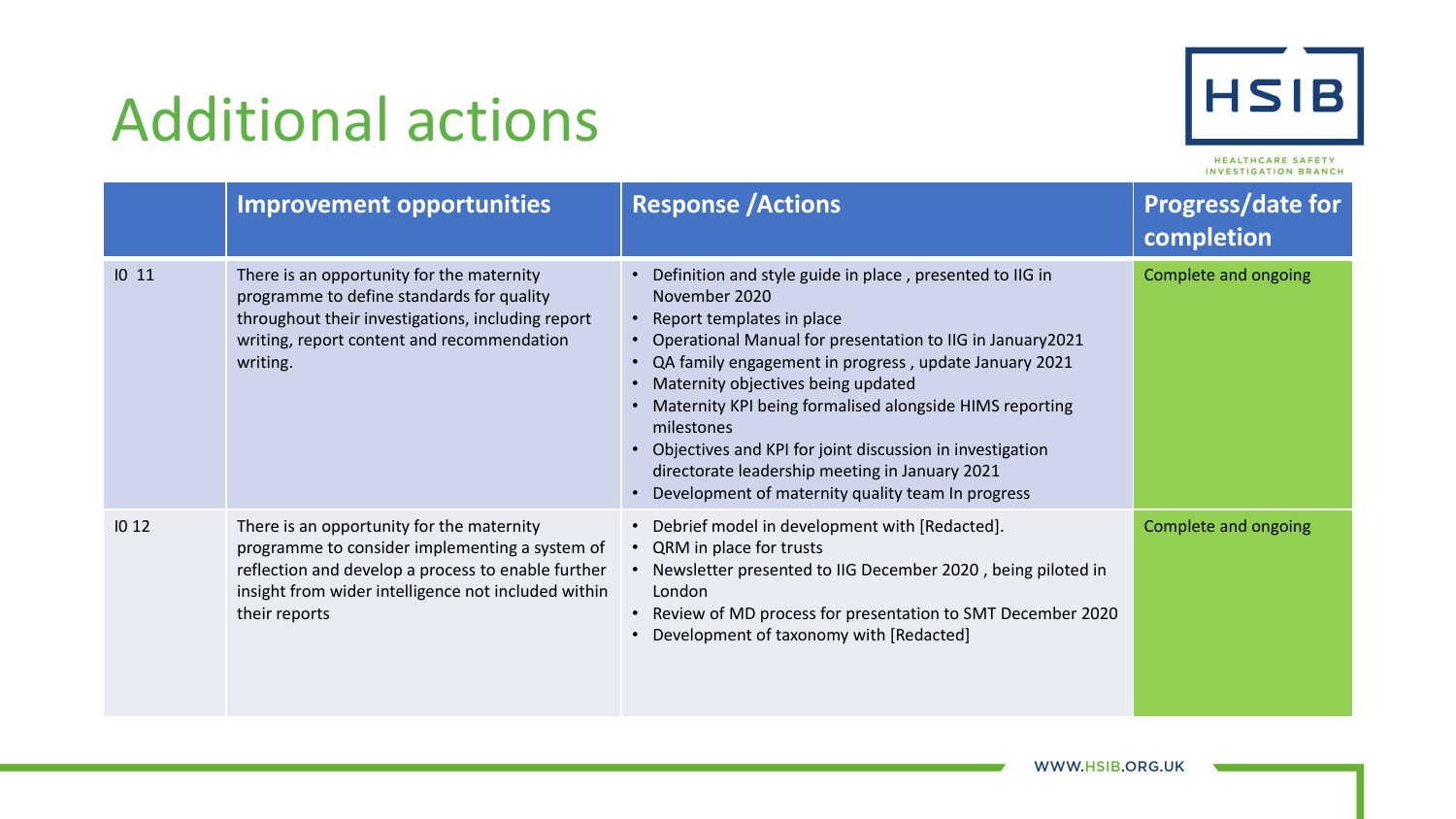# Additional actions

| | Improvement opportunities | Response /Actions | Progress/date for completion |
|---|---|---|---|
| I0 11 | There is an opportunity for the maternity programme to define standards for quality throughout their investigations, including report writing, report content and recommendation writing. | • Definition and style guide in place , presented to IIG in November 2020<br>• Report templates in place<br>• Operational Manual for presentation to IIG in January2021<br>• QA family engagement in progress , update January 2021<br>• Maternity objectives being updated<br>• Maternity KPI being formalised alongside HIMS reporting milestones<br>• Objectives and KPI for joint discussion in investigation directorate leadership meeting in January 2021<br>• Development of maternity quality team In progress | Complete and ongoing |
| I0 12 | There is an opportunity for the maternity programme to consider implementing a system of reflection and develop a process to enable further insight from wider intelligence not included within their reports | • Debrief model in development with [Redacted].<br>• QRM in place for trusts<br>• Newsletter presented to IIG December 2020 , being piloted in London<br>• Review of MD process for presentation to SMT December 2020<br>• Development of taxonomy with [Redacted] | Complete and ongoing |